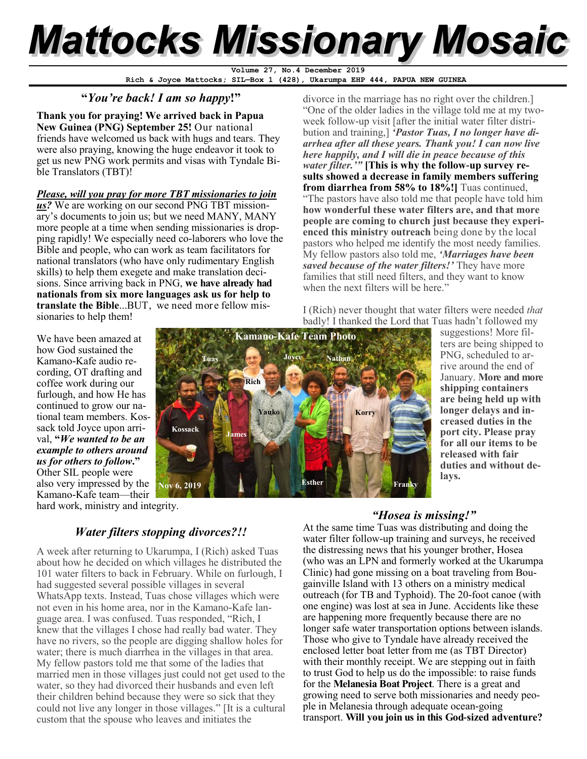# Mattocks Missionary Mosaic

Volume 27, No.4 December 2019

Rich & Joyce Mattocks; SIL—Box 1 (428), Ukarumpa EHP 444, PAPUA NEW GUINEA

## *"You're back! I am so happy!"*

**Thank you for praying! We arrived back in Papua New Guinea (PNG) September 25!** Our national friends have welcomed us back with hugs and tears. They were also praying, knowing the huge endeavor it took to get us new PNG work permits and visas with Tyndale Bible Translators (TBT)!

***Please, will you pray for more TBT missionaries to join us?*** We are working on our second PNG TBT missionary's documents to join us; but we need MANY, MANY more people at a time when sending missionaries is dropping rapidly! We especially need co-laborers who love the Bible and people, who can work as team facilitators for national translators (who have only rudimentary English skills) to help them exegete and make translation decisions. Since arriving back in PNG, **we have already had nationals from six more languages ask us for help to translate the Bible**...BUT, we need more fellow missionaries to help them!

We have been amazed at how God sustained the Kamano-Kafe audio recording, OT drafting and coffee work during our furlough, and how He has continued to grow our national team members. Kossack told Joyce upon arrival, **"*We wanted to be an example to others around us for others to follow*."** Other SIL people were also very impressed by the Kamano-Kafe team—their hard work, ministry and integrity.

Kamano-Kafe Team Photo — Tuas, Joyce, Nathan, Rich, Yauko, Korry, Kossack, James, Esther, Franky — Nov 6, 2019

## *Water filters stopping divorces?!!*

A week after returning to Ukarumpa, I (Rich) asked Tuas about how he decided on which villages he distributed the 101 water filters to back in February. While on furlough, I had suggested several possible villages in several WhatsApp texts. Instead, Tuas chose villages which were not even in his home area, nor in the Kamano-Kafe language area. I was confused. Tuas responded, "Rich, I knew that the villages I chose had really bad water. They have no rivers, so the people are digging shallow holes for water; there is much diarrhea in the villages in that area. My fellow pastors told me that some of the ladies that married men in those villages just could not get used to the water, so they had divorced their husbands and even left their children behind because they were so sick that they could not live any longer in those villages." [It is a cultural custom that the spouse who leaves and initiates the divorce in the marriage has no right over the children.] "One of the older ladies in the village told me at my two-week follow-up visit [after the initial water filter distribution and training,] ***'Pastor Tuas, I no longer have diarrhea after all these years. Thank you! I can now live here happily, and I will die in peace because of this water filter.'"*** **[This is why the follow-up survey results showed a decrease in family members suffering from diarrhea from 58% to 18%!]** Tuas continued, "The pastors have also told me that people have told him **how wonderful these water filters are, and that more people are coming to church just because they experienced this ministry outreach** being done by the local pastors who helped me identify the most needy families. My fellow pastors also told me, ***'Marriages have been saved because of the water filters!'*** They have more families that still need filters, and they want to know when the next filters will be here."

I (Rich) never thought that water filters were needed *that* badly! I thanked the Lord that Tuas hadn't followed my suggestions! More filters are being shipped to PNG, scheduled to arrive around the end of January. **More and more shipping containers are being held up with longer delays and increased duties in the port city. Please pray for all our items to be released with fair duties and without delays.**

## *"Hosea is missing!"*

At the same time Tuas was distributing and doing the water filter follow-up training and surveys, he received the distressing news that his younger brother, Hosea (who was an LPN and formerly worked at the Ukarumpa Clinic) had gone missing on a boat traveling from Bougainville Island with 13 others on a ministry medical outreach (for TB and Typhoid). The 20-foot canoe (with one engine) was lost at sea in June. Accidents like these are happening more frequently because there are no longer safe water transportation options between islands. Those who give to Tyndale have already received the enclosed letter boat letter from me (as TBT Director) with their monthly receipt. We are stepping out in faith to trust God to help us do the impossible: to raise funds for the **Melanesia Boat Project**. There is a great and growing need to serve both missionaries and needy people in Melanesia through adequate ocean-going transport. **Will you join us in this God-sized adventure?**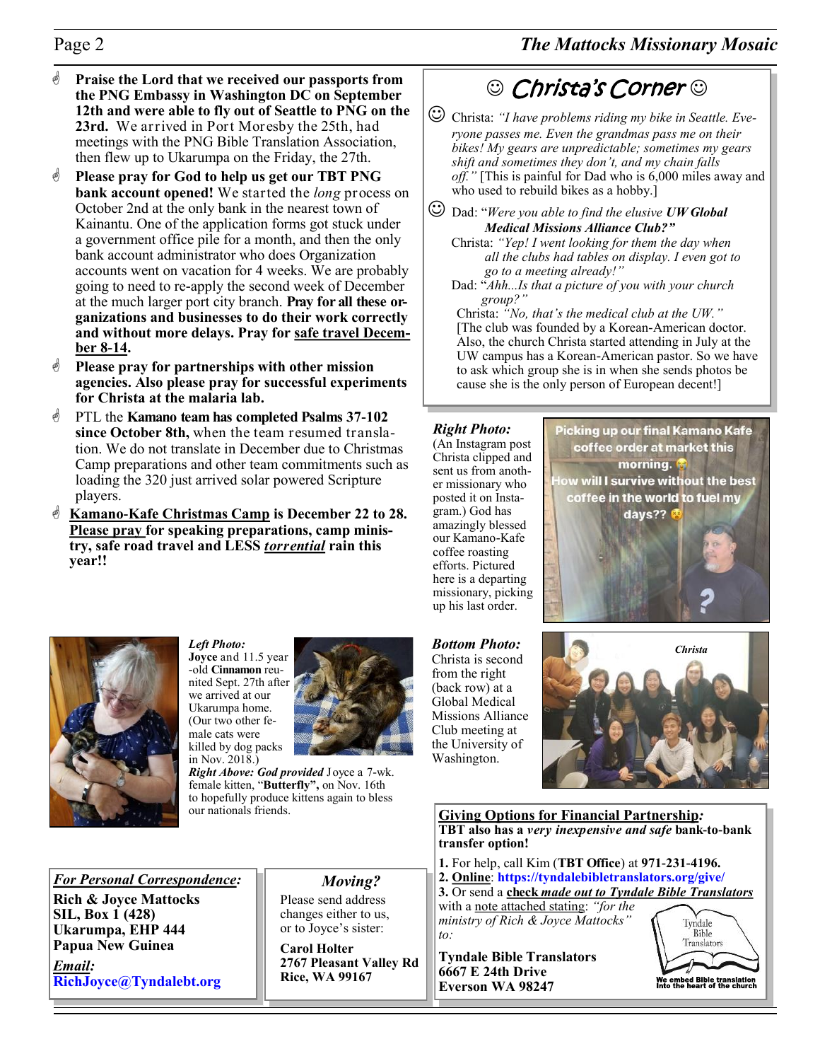- **Praise the Lord that we received our passports from the PNG Embassy in Washington DC on September 12th and were able to fly out of Seattle to PNG on the 23rd.** We arrived in Port Moresby the 25th, had meetings with the PNG Bible Translation Association, then flew up to Ukarumpa on the Friday, the 27th.
- **Please pray for God to help us get our TBT PNG bank account opened!** We started the *long* process on October 2nd at the only bank in the nearest town of Kainantu. One of the application forms got stuck under a government office pile for a month, and then the only bank account administrator who does Organization accounts went on vacation for 4 weeks. We are probably going to need to re-apply the second week of December at the much larger port city branch. **Pray for all these organizations and businesses to do their work correctly and without more delays. Pray for <u>safe travel December 8-14</u>.**
- **Please pray for partnerships with other mission agencies. Also please pray for successful experiments for Christa at the malaria lab.**
- PTL the **Kamano team has completed Psalms 37-102 since October 8th,** when the team resumed translation. We do not translate in December due to Christmas Camp preparations and other team commitments such as loading the 320 just arrived solar powered Scripture players.
- **<u>Kamano-Kafe Christmas Camp</u> is December 22 to 28. <u>Please pray</u> for speaking preparations, camp ministry, safe road travel and LESS *<u>torrential</u>* rain this year!!**

***Left Photo:*** **Joyce** and 11.5 year-old **Cinnamon** reunited Sept. 27th after we arrived at our Ukarumpa home. (Our two other female cats were killed by dog packs in Nov. 2018.)

***Right Above: God provided*** Joyce a 7-wk. female kitten, "**Butterfly",** on Nov. 16th to hopefully produce kittens again to bless our nationals friends.

## ☺ Christa's Corner ☺

Christa: *"I have problems riding my bike in Seattle. Everyone passes me. Even the grandmas pass me on their bikes! My gears are unpredictable; sometimes my gears shift and sometimes they don't, and my chain falls off."* [This is painful for Dad who is 6,000 miles away and who used to rebuild bikes as a hobby.]

Dad: "*Were you able to find the elusive **UW Global Medical Missions Alliance Club?"***

Christa: *"Yep! I went looking for them the day when all the clubs had tables on display. I even got to go to a meeting already!"*

Dad: "*Ahh...Is that a picture of you with your church group?"*

Christa: *"No, that's the medical club at the UW."* [The club was founded by a Korean-American doctor. Also, the church Christa started attending in July at the UW campus has a Korean-American pastor. So we have to ask which group she is in when she sends photos because she is the only person of European decent!]

***Right Photo:*** (An Instagram post Christa clipped and sent us from another missionary who posted it on Instagram.) God has amazingly blessed our Kamano-Kafe coffee roasting efforts. Pictured here is a departing missionary, picking up his last order.

Picking up our final Kamano Kafe coffee order at market this morning. How will I survive without the best coffee in the world to fuel my days??

***Bottom Photo:*** Christa is second from the right (back row) at a Global Medical Missions Alliance Club meeting at the University of Washington.

Christa

***<u>For Personal Correspondence</u>:***

**Rich & Joyce Mattocks**
**SIL, Box 1 (428)**
**Ukarumpa, EHP 444**
**Papua New Guinea**

***<u>Email:</u>***
**RichJoyce@Tyndalebt.org**

***Moving?***

Please send address changes either to us, or to Joyce's sister:

**Carol Holter**
**2767 Pleasant Valley Rd**
**Rice, WA 99167**

**<u>Giving Options for Financial Partnership</u>*:***
**TBT also has a *very inexpensive and safe* bank-to-bank transfer option!**

**1.** For help, call Kim (**TBT Office**) at **971-231-4196.**
**2. <u>Online</u>**: **https://tyndalebibletranslators.org/give/**
**3.** Or send a **<u>check</u>** ***<u>made out to Tyndale Bible Translators</u>*** with a <u>note attached stating</u>: *"for the ministry of Rich & Joyce Mattocks" to:*

**Tyndale Bible Translators**
**6667 E 24th Drive**
**Everson WA 98247**

Tyndale Bible Translators
We embed Bible translation into the heart of the church